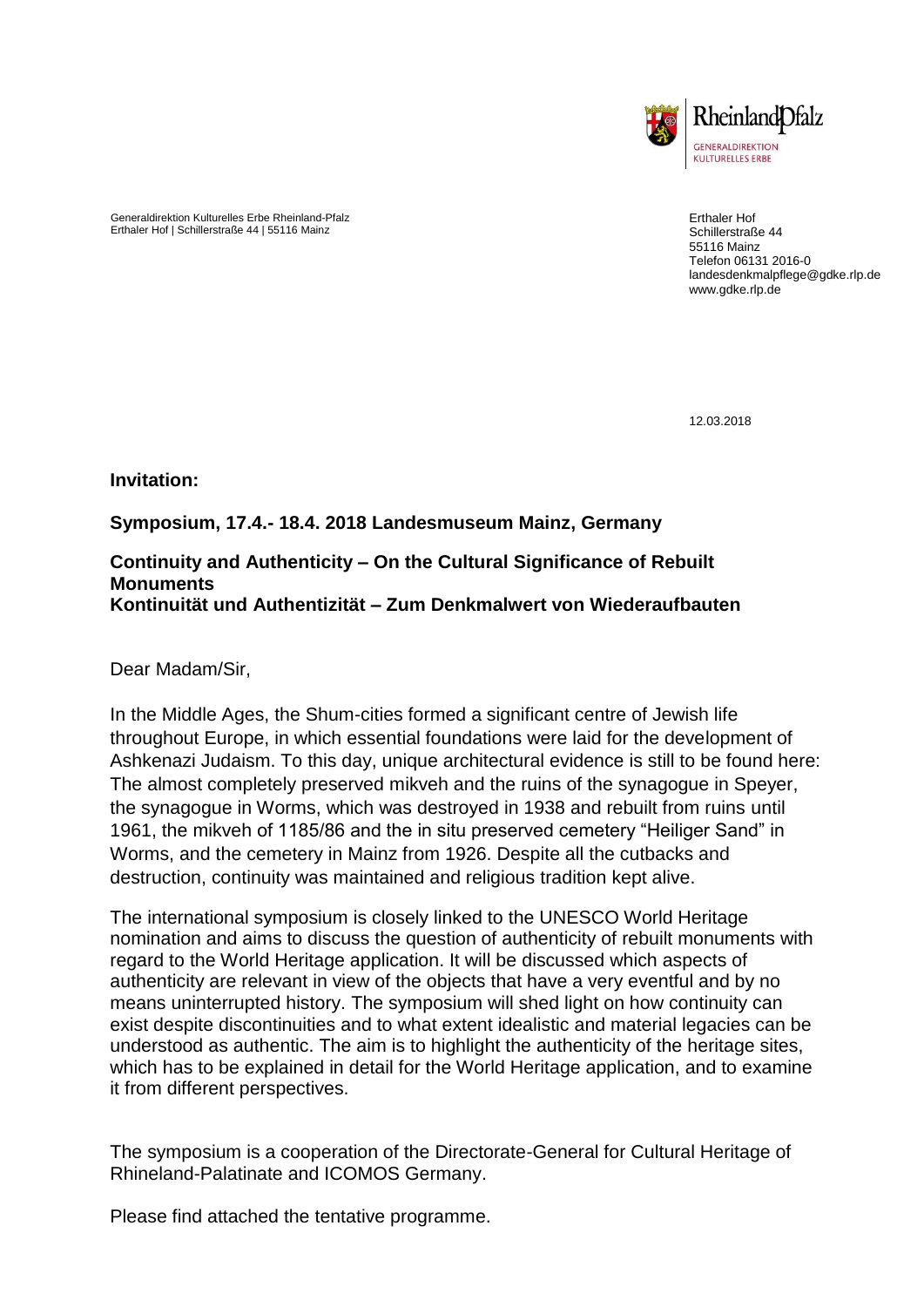Rheinland-Pfalz
GENERALDIREKTION KULTURELLES ERBE

Generaldirektion Kulturelles Erbe Rheinland-Pfalz
Erthaler Hof | Schillerstraße 44 | 55116 Mainz

Erthaler Hof
Schillerstraße 44
55116 Mainz
Telefon 06131 2016-0
landesdenkmalpflege@gdke.rlp.de
www.gdke.rlp.de

12.03.2018

**Invitation:**

**Symposium, 17.4.- 18.4. 2018 Landesmuseum Mainz, Germany**

**Continuity and Authenticity – On the Cultural Significance of Rebuilt Monuments**
**Kontinuität und Authentizität – Zum Denkmalwert von Wiederaufbauten**

Dear Madam/Sir,

In the Middle Ages, the Shum-cities formed a significant centre of Jewish life throughout Europe, in which essential foundations were laid for the development of Ashkenazi Judaism. To this day, unique architectural evidence is still to be found here: The almost completely preserved mikveh and the ruins of the synagogue in Speyer, the synagogue in Worms, which was destroyed in 1938 and rebuilt from ruins until 1961, the mikveh of 1185/86 and the in situ preserved cemetery "Heiliger Sand" in Worms, and the cemetery in Mainz from 1926. Despite all the cutbacks and destruction, continuity was maintained and religious tradition kept alive.

The international symposium is closely linked to the UNESCO World Heritage nomination and aims to discuss the question of authenticity of rebuilt monuments with regard to the World Heritage application. It will be discussed which aspects of authenticity are relevant in view of the objects that have a very eventful and by no means uninterrupted history. The symposium will shed light on how continuity can exist despite discontinuities and to what extent idealistic and material legacies can be understood as authentic. The aim is to highlight the authenticity of the heritage sites, which has to be explained in detail for the World Heritage application, and to examine it from different perspectives.

The symposium is a cooperation of the Directorate-General for Cultural Heritage of Rhineland-Palatinate and ICOMOS Germany.

Please find attached the tentative programme.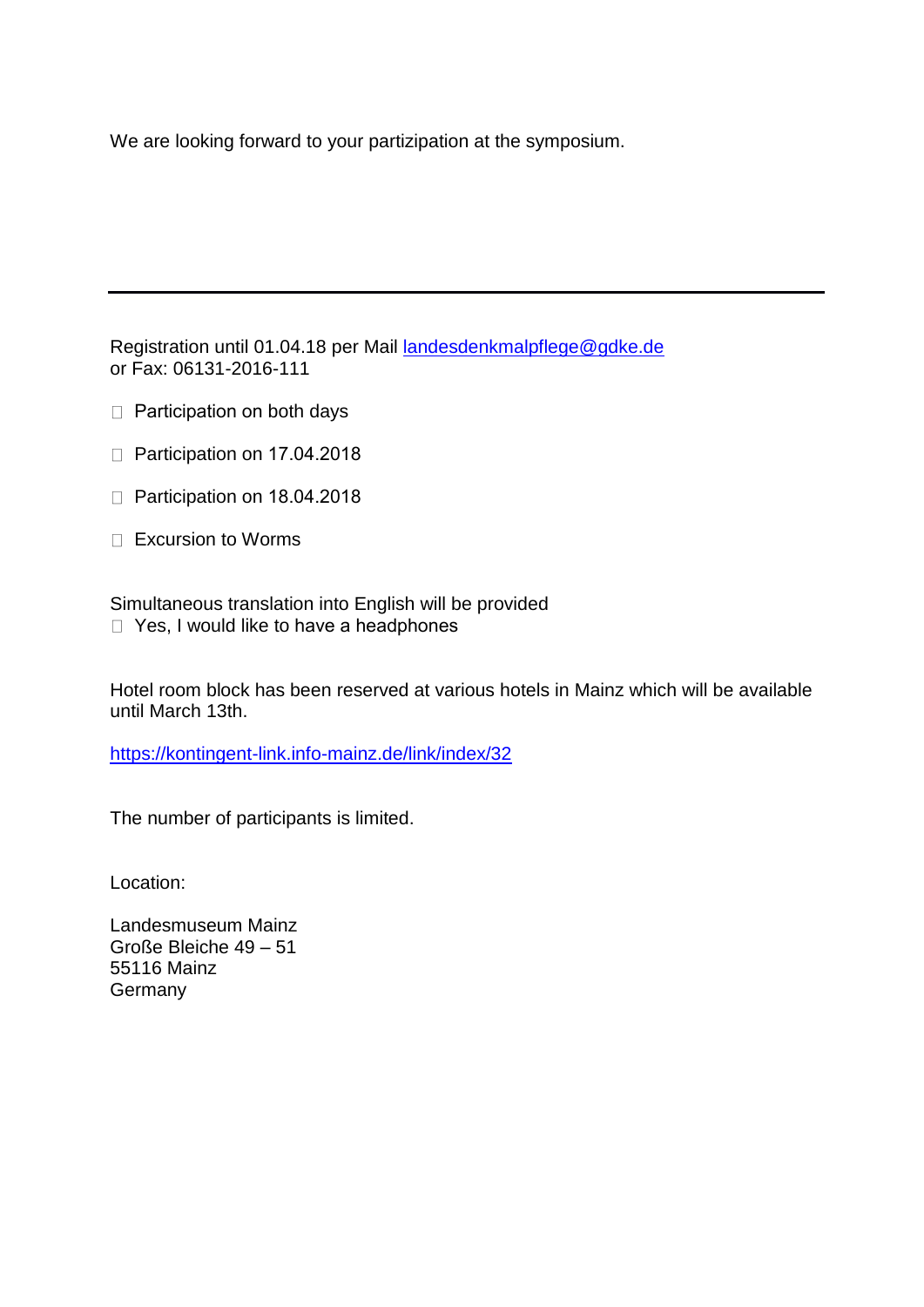We are looking forward to your partizipation at the symposium.

---

Registration until 01.04.18 per Mail [landesdenkmalpflege@gdke.de](mailto:landesdenkmalpflege@gdke.de)
or Fax: 06131-2016-111

- ☐ Participation on both days
- ☐ Participation on 17.04.2018
- ☐ Participation on 18.04.2018
- ☐ Excursion to Worms

Simultaneous translation into English will be provided
☐ Yes, I would like to have a headphones

Hotel room block has been reserved at various hotels in Mainz which will be available until March 13th.

[https://kontingent-link.info-mainz.de/link/index/32](https://kontingent-link.info-mainz.de/link/index/32)

The number of participants is limited.

Location:

Landesmuseum Mainz
Große Bleiche 49 – 51
55116 Mainz
Germany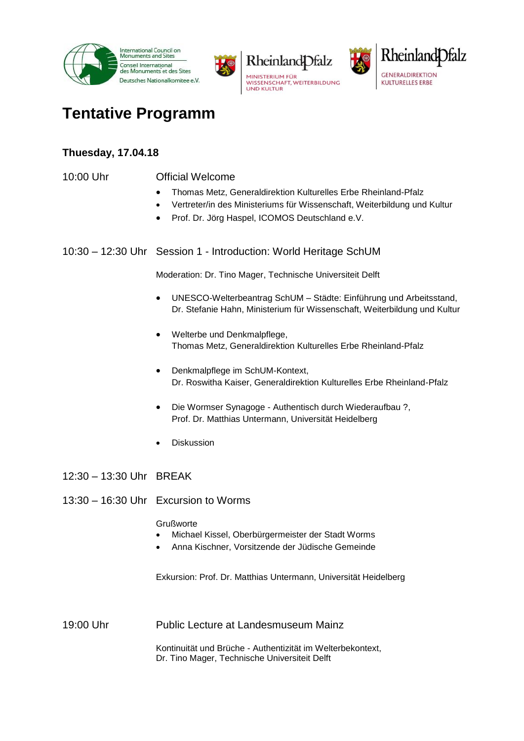# Tentative Programm

### Thuesday, 17.04.18

**10:00 Uhr** Official Welcome

- Thomas Metz, Generaldirektion Kulturelles Erbe Rheinland-Pfalz
- Vertreter/in des Ministeriums für Wissenschaft, Weiterbildung und Kultur
- Prof. Dr. Jörg Haspel, ICOMOS Deutschland e.V.

**10:30 – 12:30 Uhr** Session 1 - Introduction: World Heritage SchUM

Moderation: Dr. Tino Mager, Technische Universiteit Delft

- UNESCO-Welterbeantrag SchUM – Städte: Einführung und Arbeitsstand,
  Dr. Stefanie Hahn, Ministerium für Wissenschaft, Weiterbildung und Kultur
- Welterbe und Denkmalpflege,
  Thomas Metz, Generaldirektion Kulturelles Erbe Rheinland-Pfalz
- Denkmalpflege im SchUM-Kontext,
  Dr. Roswitha Kaiser, Generaldirektion Kulturelles Erbe Rheinland-Pfalz
- Die Wormser Synagoge - Authentisch durch Wiederaufbau ?,
  Prof. Dr. Matthias Untermann, Universität Heidelberg
- Diskussion

**12:30 – 13:30 Uhr** BREAK

**13:30 – 16:30 Uhr** Excursion to Worms

Grußworte

- Michael Kissel, Oberbürgermeister der Stadt Worms
- Anna Kischner, Vorsitzende der Jüdische Gemeinde

Exkursion: Prof. Dr. Matthias Untermann, Universität Heidelberg

**19:00 Uhr** Public Lecture at Landesmuseum Mainz

Kontinuität und Brüche - Authentizität im Welterbekontext,
Dr. Tino Mager, Technische Universiteit Delft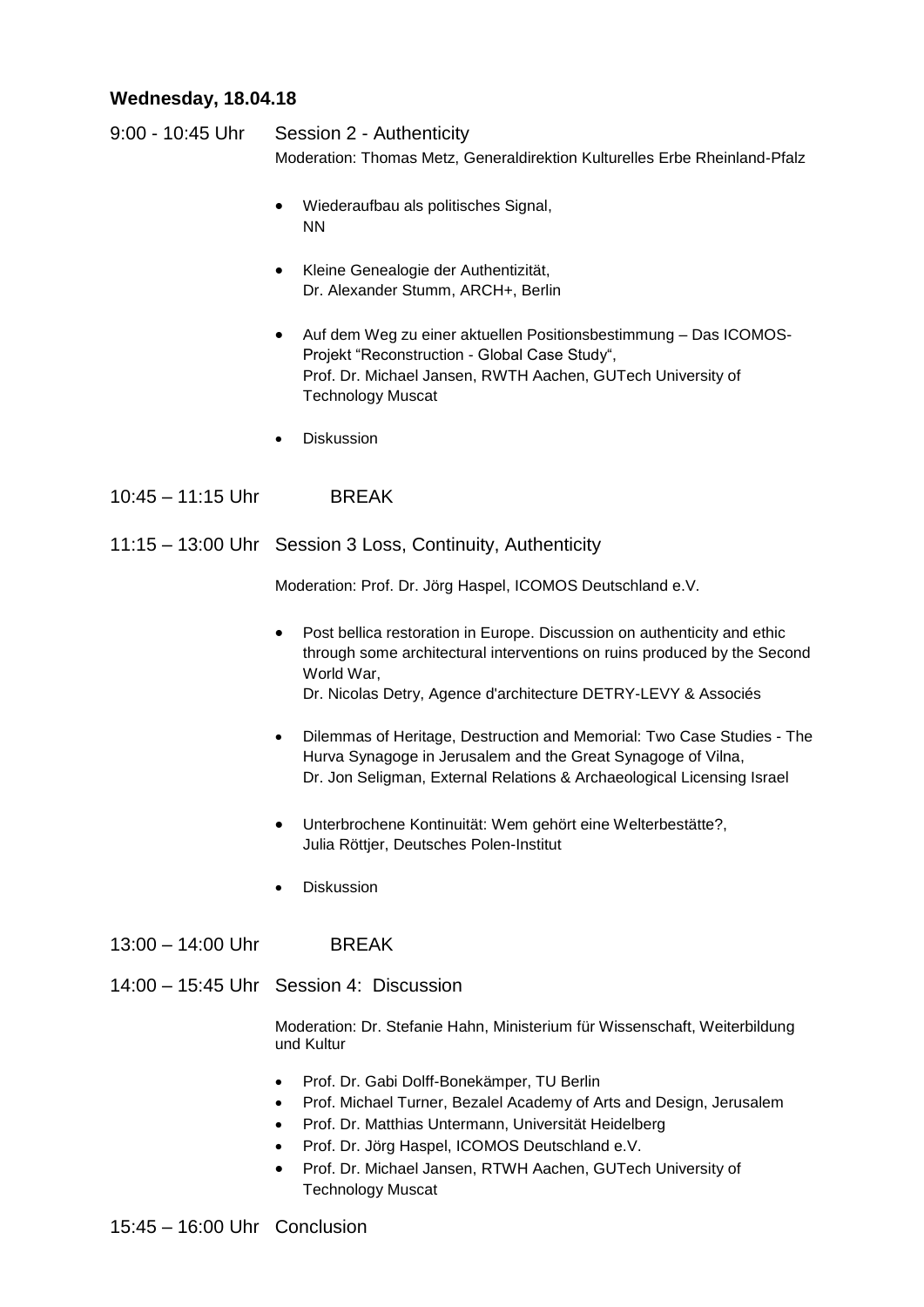**Wednesday, 18.04.18**

9:00 - 10:45 Uhr Session 2 - Authenticity

Moderation: Thomas Metz, Generaldirektion Kulturelles Erbe Rheinland-Pfalz

- Wiederaufbau als politisches Signal,
  NN
- Kleine Genealogie der Authentizität,
  Dr. Alexander Stumm, ARCH+, Berlin
- Auf dem Weg zu einer aktuellen Positionsbestimmung – Das ICOMOS-Projekt "Reconstruction - Global Case Study",
  Prof. Dr. Michael Jansen, RWTH Aachen, GUTech University of Technology Muscat
- Diskussion

10:45 – 11:15 Uhr BREAK

11:15 – 13:00 Uhr Session 3 Loss, Continuity, Authenticity

Moderation: Prof. Dr. Jörg Haspel, ICOMOS Deutschland e.V.

- Post bellica restoration in Europe. Discussion on authenticity and ethic through some architectural interventions on ruins produced by the Second World War,
  Dr. Nicolas Detry, Agence d'architecture DETRY-LEVY & Associés
- Dilemmas of Heritage, Destruction and Memorial: Two Case Studies - The Hurva Synagoge in Jerusalem and the Great Synagoge of Vilna,
  Dr. Jon Seligman, External Relations & Archaeological Licensing Israel
- Unterbrochene Kontinuität: Wem gehört eine Welterbestätte?,
  Julia Röttjer, Deutsches Polen-Institut
- Diskussion

13:00 – 14:00 Uhr BREAK

14:00 – 15:45 Uhr Session 4: Discussion

Moderation: Dr. Stefanie Hahn, Ministerium für Wissenschaft, Weiterbildung und Kultur

- Prof. Dr. Gabi Dolff-Bonekämper, TU Berlin
- Prof. Michael Turner, Bezalel Academy of Arts and Design, Jerusalem
- Prof. Dr. Matthias Untermann, Universität Heidelberg
- Prof. Dr. Jörg Haspel, ICOMOS Deutschland e.V.
- Prof. Dr. Michael Jansen, RTWH Aachen, GUTech University of Technology Muscat

15:45 – 16:00 Uhr Conclusion